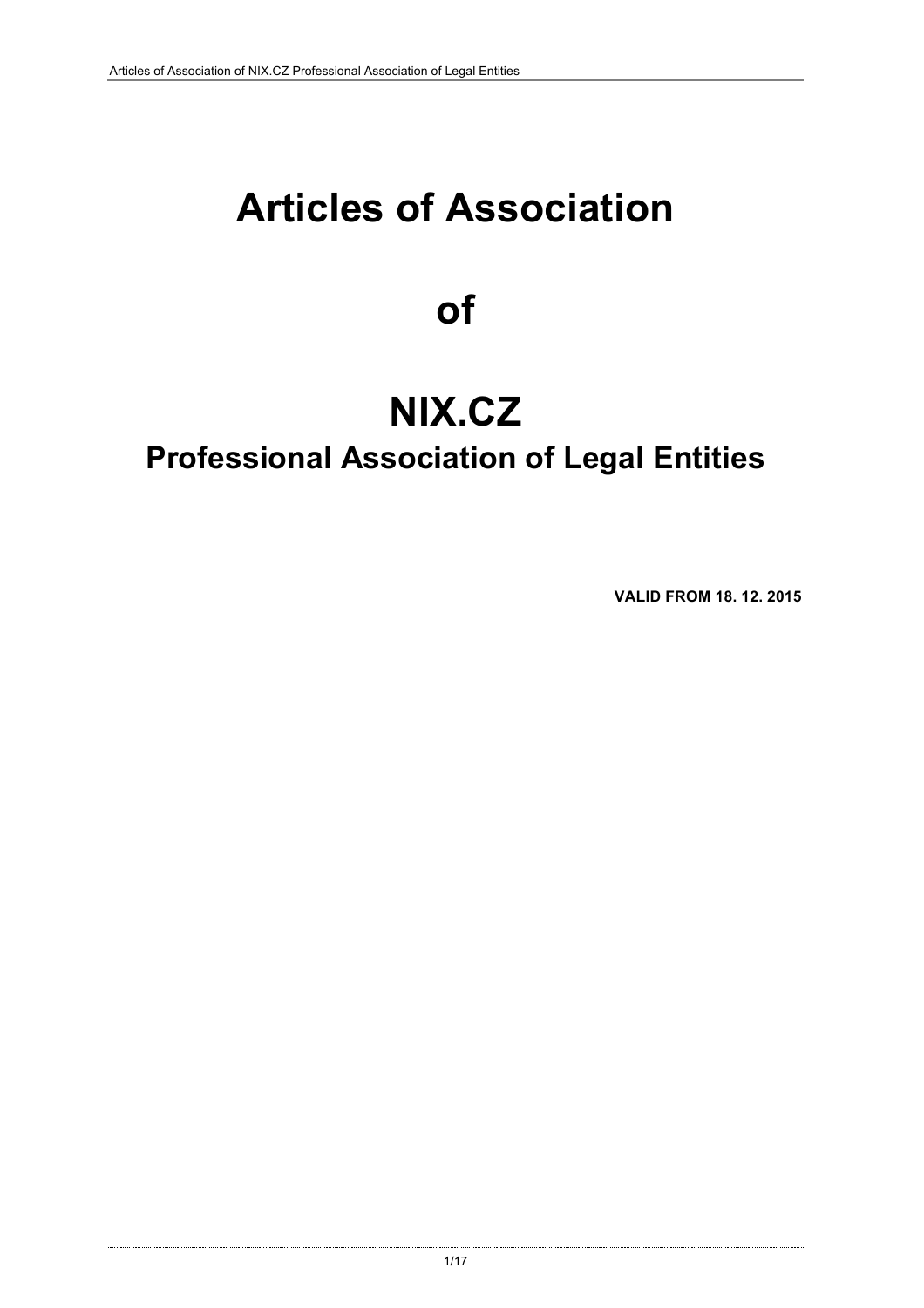# Articles of Association

# of

# NIX.CZ

## Professional Association of Legal Entities

**VALID FROM 18. 12. 2015**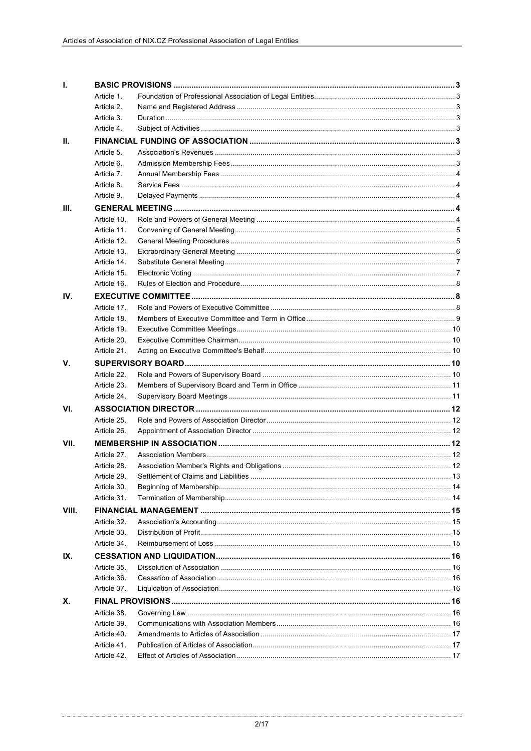| | | | |
|---|---|---|---|
| **I.** | **BASIC PROVISIONS** | | **3** |
| | Article 1. | Foundation of Professional Association of Legal Entities | 3 |
| | Article 2. | Name and Registered Address | 3 |
| | Article 3. | Duration | 3 |
| | Article 4. | Subject of Activities | 3 |
| **II.** | **FINANCIAL FUNDING OF ASSOCIATION** | | **3** |
| | Article 5. | Association's Revenues | 3 |
| | Article 6. | Admission Membership Fees | 3 |
| | Article 7. | Annual Membership Fees | 4 |
| | Article 8. | Service Fees | 4 |
| | Article 9. | Delayed Payments | 4 |
| **III.** | **GENERAL MEETING** | | **4** |
| | Article 10. | Role and Powers of General Meeting | 4 |
| | Article 11. | Convening of General Meeting | 5 |
| | Article 12. | General Meeting Procedures | 5 |
| | Article 13. | Extraordinary General Meeting | 6 |
| | Article 14. | Substitute General Meeting | 7 |
| | Article 15. | Electronic Voting | 7 |
| | Article 16. | Rules of Election and Procedure | 8 |
| **IV.** | **EXECUTIVE COMMITTEE** | | **8** |
| | Article 17. | Role and Powers of Executive Committee | 8 |
| | Article 18. | Members of Executive Committee and Term in Office | 9 |
| | Article 19. | Executive Committee Meetings | 10 |
| | Article 20. | Executive Committee Chairman | 10 |
| | Article 21. | Acting on Executive Committee's Behalf | 10 |
| **V.** | **SUPERVISORY BOARD** | | **10** |
| | Article 22. | Role and Powers of Supervisory Board | 10 |
| | Article 23. | Members of Supervisory Board and Term in Office | 11 |
| | Article 24. | Supervisory Board Meetings | 11 |
| **VI.** | **ASSOCIATION DIRECTOR** | | **12** |
| | Article 25. | Role and Powers of Association Director | 12 |
| | Article 26. | Appointment of Association Director | 12 |
| **VII.** | **MEMBERSHIP IN ASSOCIATION** | | **12** |
| | Article 27. | Association Members | 12 |
| | Article 28. | Association Member's Rights and Obligations | 12 |
| | Article 29. | Settlement of Claims and Liabilities | 13 |
| | Article 30. | Beginning of Membership | 14 |
| | Article 31. | Termination of Membership | 14 |
| **VIII.** | **FINANCIAL MANAGEMENT** | | **15** |
| | Article 32. | Association's Accounting | 15 |
| | Article 33. | Distribution of Profit | 15 |
| | Article 34. | Reimbursement of Loss | 15 |
| **IX.** | **CESSATION AND LIQUIDATION** | | **16** |
| | Article 35. | Dissolution of Association | 16 |
| | Article 36. | Cessation of Association | 16 |
| | Article 37. | Liquidation of Association | 16 |
| **X.** | **FINAL PROVISIONS** | | **16** |
| | Article 38. | Governing Law | 16 |
| | Article 39. | Communications with Association Members | 16 |
| | Article 40. | Amendments to Articles of Association | 17 |
| | Article 41. | Publication of Articles of Association | 17 |
| | Article 42. | Effect of Articles of Association | 17 |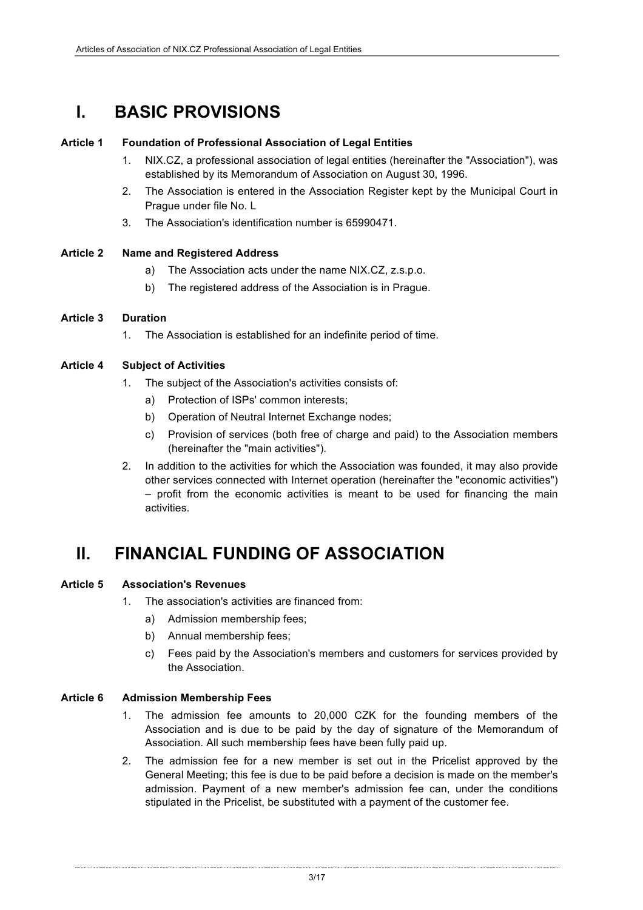# I. BASIC PROVISIONS

### Article 1 Foundation of Professional Association of Legal Entities

1. NIX.CZ, a professional association of legal entities (hereinafter the "Association"), was established by its Memorandum of Association on August 30, 1996.
2. The Association is entered in the Association Register kept by the Municipal Court in Prague under file No. L
3. The Association's identification number is 65990471.

### Article 2 Name and Registered Address

a) The Association acts under the name NIX.CZ, z.s.p.o.

b) The registered address of the Association is in Prague.

### Article 3 Duration

1. The Association is established for an indefinite period of time.

### Article 4 Subject of Activities

1. The subject of the Association's activities consists of:
   a) Protection of ISPs' common interests;
   b) Operation of Neutral Internet Exchange nodes;
   c) Provision of services (both free of charge and paid) to the Association members (hereinafter the "main activities").
2. In addition to the activities for which the Association was founded, it may also provide other services connected with Internet operation (hereinafter the "economic activities") – profit from the economic activities is meant to be used for financing the main activities.

# II. FINANCIAL FUNDING OF ASSOCIATION

### Article 5 Association's Revenues

1. The association's activities are financed from:
   a) Admission membership fees;
   b) Annual membership fees;
   c) Fees paid by the Association's members and customers for services provided by the Association.

### Article 6 Admission Membership Fees

1. The admission fee amounts to 20,000 CZK for the founding members of the Association and is due to be paid by the day of signature of the Memorandum of Association. All such membership fees have been fully paid up.
2. The admission fee for a new member is set out in the Pricelist approved by the General Meeting; this fee is due to be paid before a decision is made on the member's admission. Payment of a new member's admission fee can, under the conditions stipulated in the Pricelist, be substituted with a payment of the customer fee.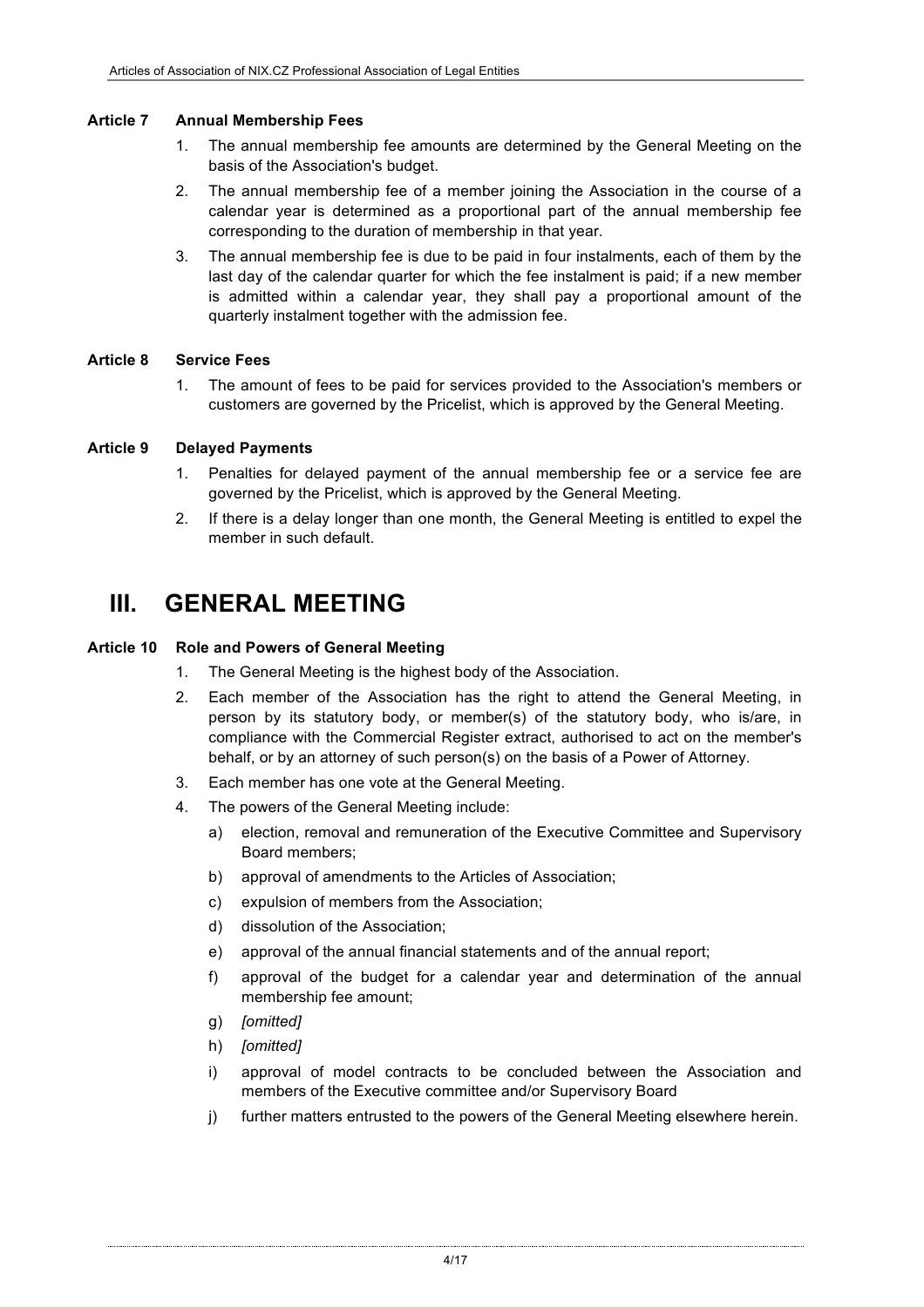### Article 7 Annual Membership Fees

1. The annual membership fee amounts are determined by the General Meeting on the basis of the Association's budget.
2. The annual membership fee of a member joining the Association in the course of a calendar year is determined as a proportional part of the annual membership fee corresponding to the duration of membership in that year.
3. The annual membership fee is due to be paid in four instalments, each of them by the last day of the calendar quarter for which the fee instalment is paid; if a new member is admitted within a calendar year, they shall pay a proportional amount of the quarterly instalment together with the admission fee.

### Article 8 Service Fees

1. The amount of fees to be paid for services provided to the Association's members or customers are governed by the Pricelist, which is approved by the General Meeting.

### Article 9 Delayed Payments

1. Penalties for delayed payment of the annual membership fee or a service fee are governed by the Pricelist, which is approved by the General Meeting.
2. If there is a delay longer than one month, the General Meeting is entitled to expel the member in such default.

## III. GENERAL MEETING

### Article 10 Role and Powers of General Meeting

1. The General Meeting is the highest body of the Association.
2. Each member of the Association has the right to attend the General Meeting, in person by its statutory body, or member(s) of the statutory body, who is/are, in compliance with the Commercial Register extract, authorised to act on the member's behalf, or by an attorney of such person(s) on the basis of a Power of Attorney.
3. Each member has one vote at the General Meeting.
4. The powers of the General Meeting include:
   a) election, removal and remuneration of the Executive Committee and Supervisory Board members;
   b) approval of amendments to the Articles of Association;
   c) expulsion of members from the Association;
   d) dissolution of the Association;
   e) approval of the annual financial statements and of the annual report;
   f) approval of the budget for a calendar year and determination of the annual membership fee amount;
   g) *[omitted]*
   h) *[omitted]*
   i) approval of model contracts to be concluded between the Association and members of the Executive committee and/or Supervisory Board
   j) further matters entrusted to the powers of the General Meeting elsewhere herein.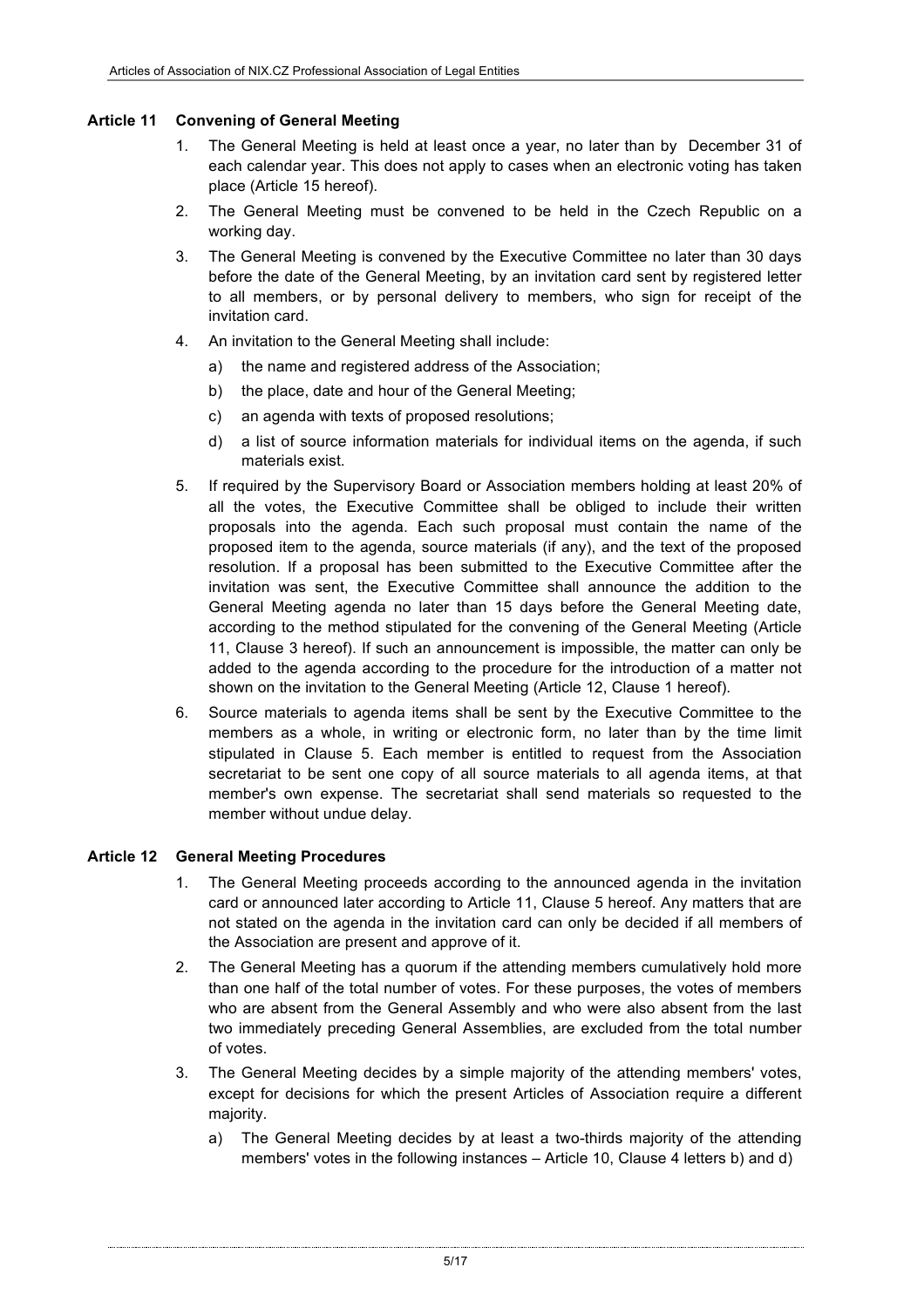### Article 11 Convening of General Meeting

1. The General Meeting is held at least once a year, no later than by December 31 of each calendar year. This does not apply to cases when an electronic voting has taken place (Article 15 hereof).
2. The General Meeting must be convened to be held in the Czech Republic on a working day.
3. The General Meeting is convened by the Executive Committee no later than 30 days before the date of the General Meeting, by an invitation card sent by registered letter to all members, or by personal delivery to members, who sign for receipt of the invitation card.
4. An invitation to the General Meeting shall include:
   a) the name and registered address of the Association;
   b) the place, date and hour of the General Meeting;
   c) an agenda with texts of proposed resolutions;
   d) a list of source information materials for individual items on the agenda, if such materials exist.
5. If required by the Supervisory Board or Association members holding at least 20% of all the votes, the Executive Committee shall be obliged to include their written proposals into the agenda. Each such proposal must contain the name of the proposed item to the agenda, source materials (if any), and the text of the proposed resolution. If a proposal has been submitted to the Executive Committee after the invitation was sent, the Executive Committee shall announce the addition to the General Meeting agenda no later than 15 days before the General Meeting date, according to the method stipulated for the convening of the General Meeting (Article 11, Clause 3 hereof). If such an announcement is impossible, the matter can only be added to the agenda according to the procedure for the introduction of a matter not shown on the invitation to the General Meeting (Article 12, Clause 1 hereof).
6. Source materials to agenda items shall be sent by the Executive Committee to the members as a whole, in writing or electronic form, no later than by the time limit stipulated in Clause 5. Each member is entitled to request from the Association secretariat to be sent one copy of all source materials to all agenda items, at that member's own expense. The secretariat shall send materials so requested to the member without undue delay.

### Article 12 General Meeting Procedures

1. The General Meeting proceeds according to the announced agenda in the invitation card or announced later according to Article 11, Clause 5 hereof. Any matters that are not stated on the agenda in the invitation card can only be decided if all members of the Association are present and approve of it.
2. The General Meeting has a quorum if the attending members cumulatively hold more than one half of the total number of votes. For these purposes, the votes of members who are absent from the General Assembly and who were also absent from the last two immediately preceding General Assemblies, are excluded from the total number of votes.
3. The General Meeting decides by a simple majority of the attending members' votes, except for decisions for which the present Articles of Association require a different majority.
   a) The General Meeting decides by at least a two-thirds majority of the attending members' votes in the following instances – Article 10, Clause 4 letters b) and d)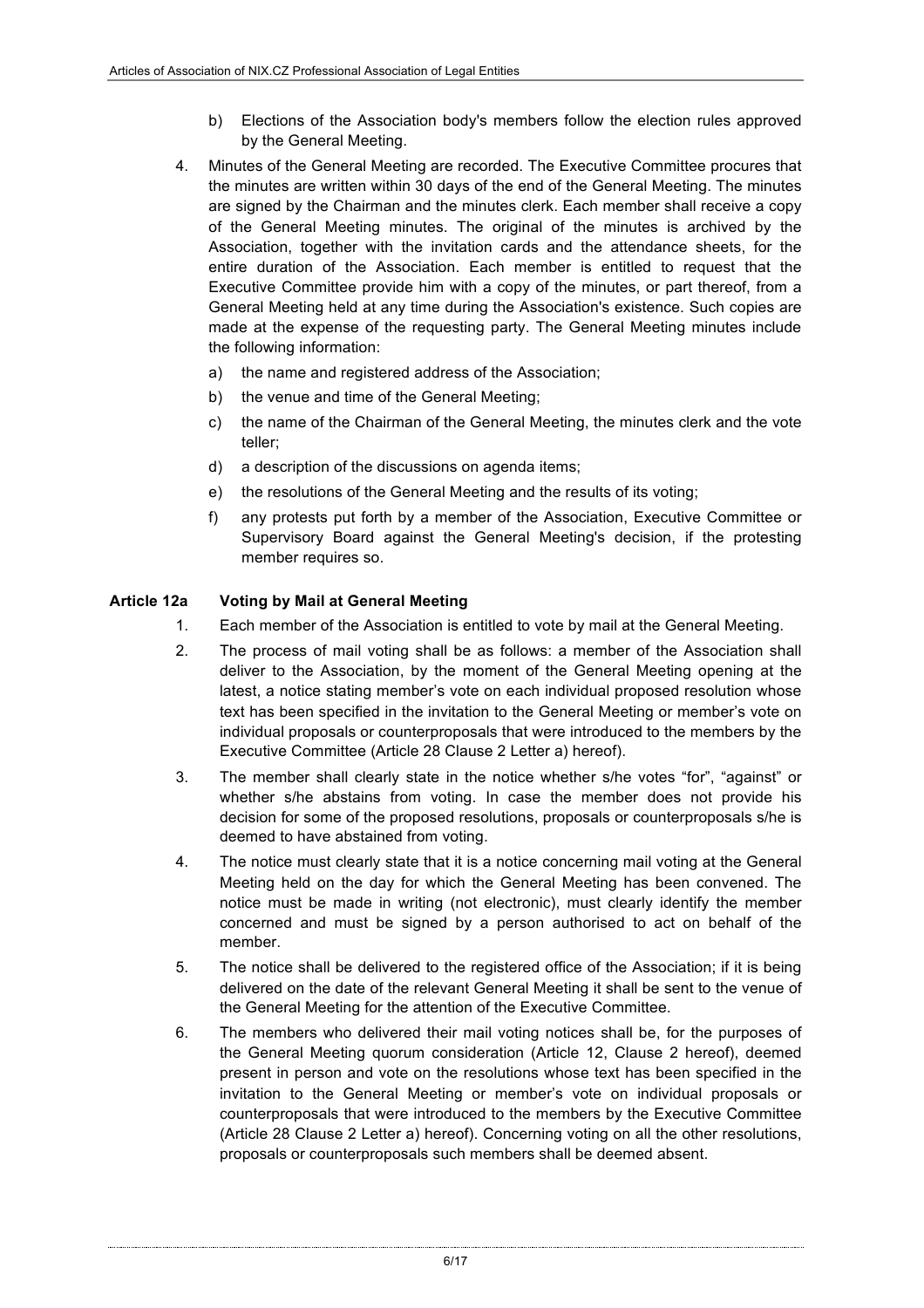b) Elections of the Association body's members follow the election rules approved by the General Meeting.

4. Minutes of the General Meeting are recorded. The Executive Committee procures that the minutes are written within 30 days of the end of the General Meeting. The minutes are signed by the Chairman and the minutes clerk. Each member shall receive a copy of the General Meeting minutes. The original of the minutes is archived by the Association, together with the invitation cards and the attendance sheets, for the entire duration of the Association. Each member is entitled to request that the Executive Committee provide him with a copy of the minutes, or part thereof, from a General Meeting held at any time during the Association's existence. Such copies are made at the expense of the requesting party. The General Meeting minutes include the following information:
   a) the name and registered address of the Association;
   b) the venue and time of the General Meeting;
   c) the name of the Chairman of the General Meeting, the minutes clerk and the vote teller;
   d) a description of the discussions on agenda items;
   e) the resolutions of the General Meeting and the results of its voting;
   f) any protests put forth by a member of the Association, Executive Committee or Supervisory Board against the General Meeting's decision, if the protesting member requires so.

**Article 12a Voting by Mail at General Meeting**

1. Each member of the Association is entitled to vote by mail at the General Meeting.
2. The process of mail voting shall be as follows: a member of the Association shall deliver to the Association, by the moment of the General Meeting opening at the latest, a notice stating member's vote on each individual proposed resolution whose text has been specified in the invitation to the General Meeting or member's vote on individual proposals or counterproposals that were introduced to the members by the Executive Committee (Article 28 Clause 2 Letter a) hereof).
3. The member shall clearly state in the notice whether s/he votes "for", "against" or whether s/he abstains from voting. In case the member does not provide his decision for some of the proposed resolutions, proposals or counterproposals s/he is deemed to have abstained from voting.
4. The notice must clearly state that it is a notice concerning mail voting at the General Meeting held on the day for which the General Meeting has been convened. The notice must be made in writing (not electronic), must clearly identify the member concerned and must be signed by a person authorised to act on behalf of the member.
5. The notice shall be delivered to the registered office of the Association; if it is being delivered on the date of the relevant General Meeting it shall be sent to the venue of the General Meeting for the attention of the Executive Committee.
6. The members who delivered their mail voting notices shall be, for the purposes of the General Meeting quorum consideration (Article 12, Clause 2 hereof), deemed present in person and vote on the resolutions whose text has been specified in the invitation to the General Meeting or member's vote on individual proposals or counterproposals that were introduced to the members by the Executive Committee (Article 28 Clause 2 Letter a) hereof). Concerning voting on all the other resolutions, proposals or counterproposals such members shall be deemed absent.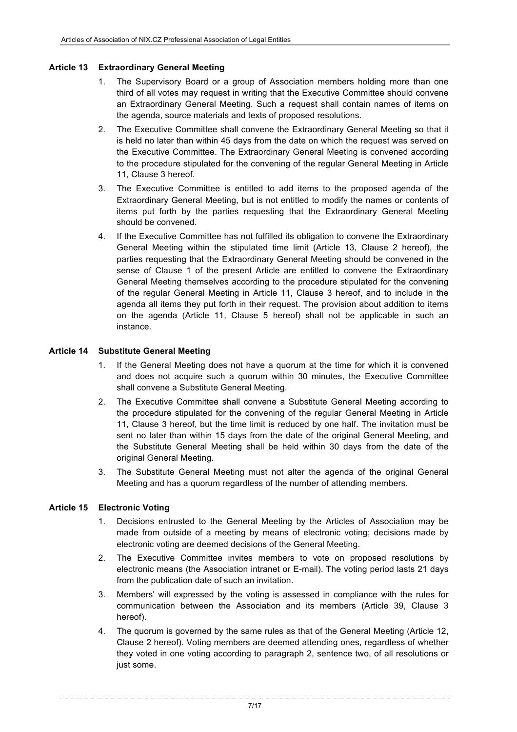### Article 13 Extraordinary General Meeting

1. The Supervisory Board or a group of Association members holding more than one third of all votes may request in writing that the Executive Committee should convene an Extraordinary General Meeting. Such a request shall contain names of items on the agenda, source materials and texts of proposed resolutions.
2. The Executive Committee shall convene the Extraordinary General Meeting so that it is held no later than within 45 days from the date on which the request was served on the Executive Committee. The Extraordinary General Meeting is convened according to the procedure stipulated for the convening of the regular General Meeting in Article 11, Clause 3 hereof.
3. The Executive Committee is entitled to add items to the proposed agenda of the Extraordinary General Meeting, but is not entitled to modify the names or contents of items put forth by the parties requesting that the Extraordinary General Meeting should be convened.
4. If the Executive Committee has not fulfilled its obligation to convene the Extraordinary General Meeting within the stipulated time limit (Article 13, Clause 2 hereof), the parties requesting that the Extraordinary General Meeting should be convened in the sense of Clause 1 of the present Article are entitled to convene the Extraordinary General Meeting themselves according to the procedure stipulated for the convening of the regular General Meeting in Article 11, Clause 3 hereof, and to include in the agenda all items they put forth in their request. The provision about addition to items on the agenda (Article 11, Clause 5 hereof) shall not be applicable in such an instance.

### Article 14 Substitute General Meeting

1. If the General Meeting does not have a quorum at the time for which it is convened and does not acquire such a quorum within 30 minutes, the Executive Committee shall convene a Substitute General Meeting.
2. The Executive Committee shall convene a Substitute General Meeting according to the procedure stipulated for the convening of the regular General Meeting in Article 11, Clause 3 hereof, but the time limit is reduced by one half. The invitation must be sent no later than within 15 days from the date of the original General Meeting, and the Substitute General Meeting shall be held within 30 days from the date of the original General Meeting.
3. The Substitute General Meeting must not alter the agenda of the original General Meeting and has a quorum regardless of the number of attending members.

### Article 15 Electronic Voting

1. Decisions entrusted to the General Meeting by the Articles of Association may be made from outside of a meeting by means of electronic voting; decisions made by electronic voting are deemed decisions of the General Meeting.
2. The Executive Committee invites members to vote on proposed resolutions by electronic means (the Association intranet or E-mail). The voting period lasts 21 days from the publication date of such an invitation.
3. Members' will expressed by the voting is assessed in compliance with the rules for communication between the Association and its members (Article 39, Clause 3 hereof).
4. The quorum is governed by the same rules as that of the General Meeting (Article 12, Clause 2 hereof). Voting members are deemed attending ones, regardless of whether they voted in one voting according to paragraph 2, sentence two, of all resolutions or just some.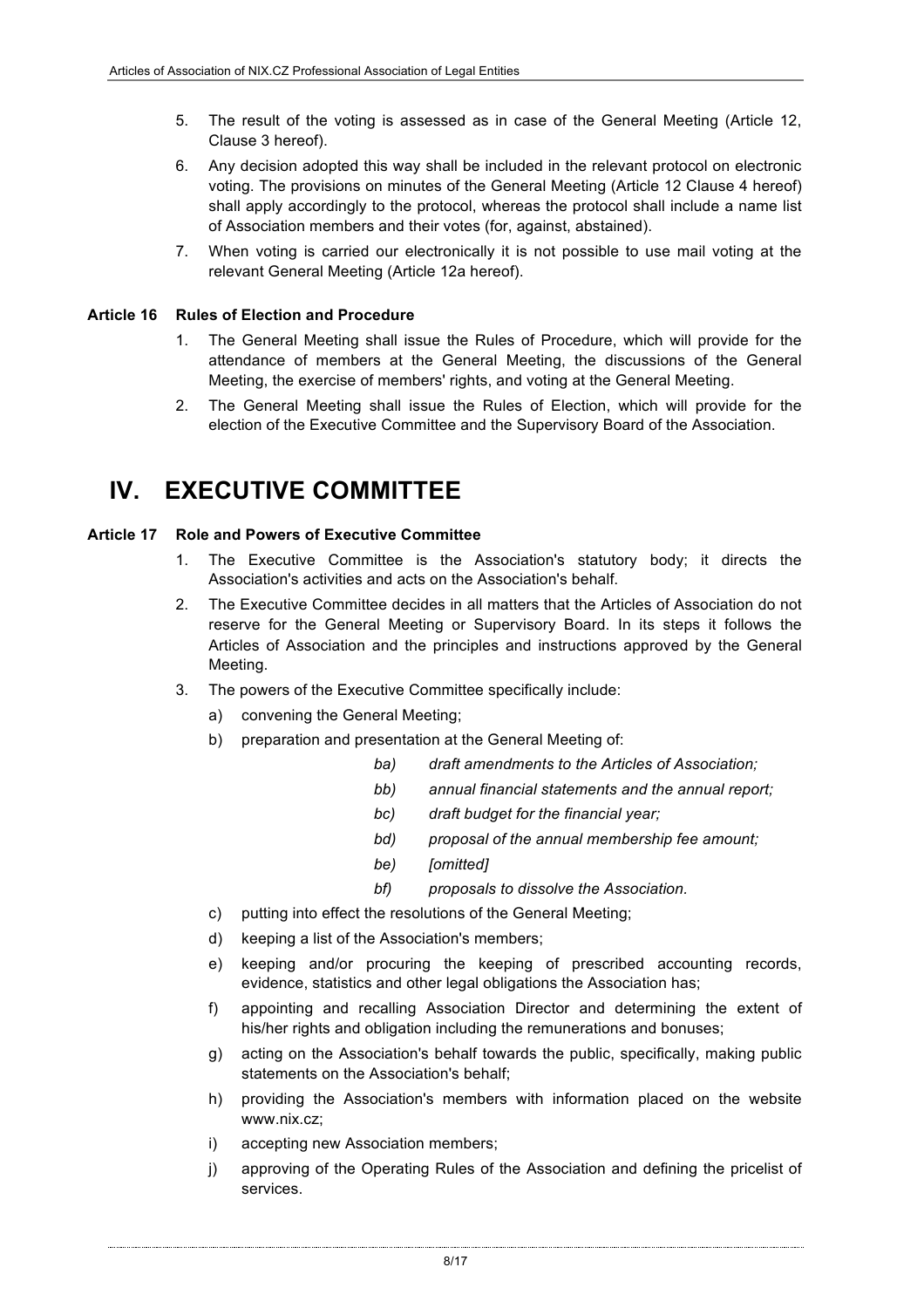5. The result of the voting is assessed as in case of the General Meeting (Article 12, Clause 3 hereof).
6. Any decision adopted this way shall be included in the relevant protocol on electronic voting. The provisions on minutes of the General Meeting (Article 12 Clause 4 hereof) shall apply accordingly to the protocol, whereas the protocol shall include a name list of Association members and their votes (for, against, abstained).
7. When voting is carried our electronically it is not possible to use mail voting at the relevant General Meeting (Article 12a hereof).

**Article 16 Rules of Election and Procedure**

1. The General Meeting shall issue the Rules of Procedure, which will provide for the attendance of members at the General Meeting, the discussions of the General Meeting, the exercise of members' rights, and voting at the General Meeting.
2. The General Meeting shall issue the Rules of Election, which will provide for the election of the Executive Committee and the Supervisory Board of the Association.

# IV. EXECUTIVE COMMITTEE

**Article 17 Role and Powers of Executive Committee**

1. The Executive Committee is the Association's statutory body; it directs the Association's activities and acts on the Association's behalf.
2. The Executive Committee decides in all matters that the Articles of Association do not reserve for the General Meeting or Supervisory Board. In its steps it follows the Articles of Association and the principles and instructions approved by the General Meeting.
3. The powers of the Executive Committee specifically include:
   a) convening the General Meeting;
   b) preparation and presentation at the General Meeting of:
      *ba) draft amendments to the Articles of Association;*
      *bb) annual financial statements and the annual report;*
      *bc) draft budget for the financial year;*
      *bd) proposal of the annual membership fee amount;*
      *be) [omitted]*
      *bf) proposals to dissolve the Association.*
   c) putting into effect the resolutions of the General Meeting;
   d) keeping a list of the Association's members;
   e) keeping and/or procuring the keeping of prescribed accounting records, evidence, statistics and other legal obligations the Association has;
   f) appointing and recalling Association Director and determining the extent of his/her rights and obligation including the remunerations and bonuses;
   g) acting on the Association's behalf towards the public, specifically, making public statements on the Association's behalf;
   h) providing the Association's members with information placed on the website www.nix.cz;
   i) accepting new Association members;
   j) approving of the Operating Rules of the Association and defining the pricelist of services.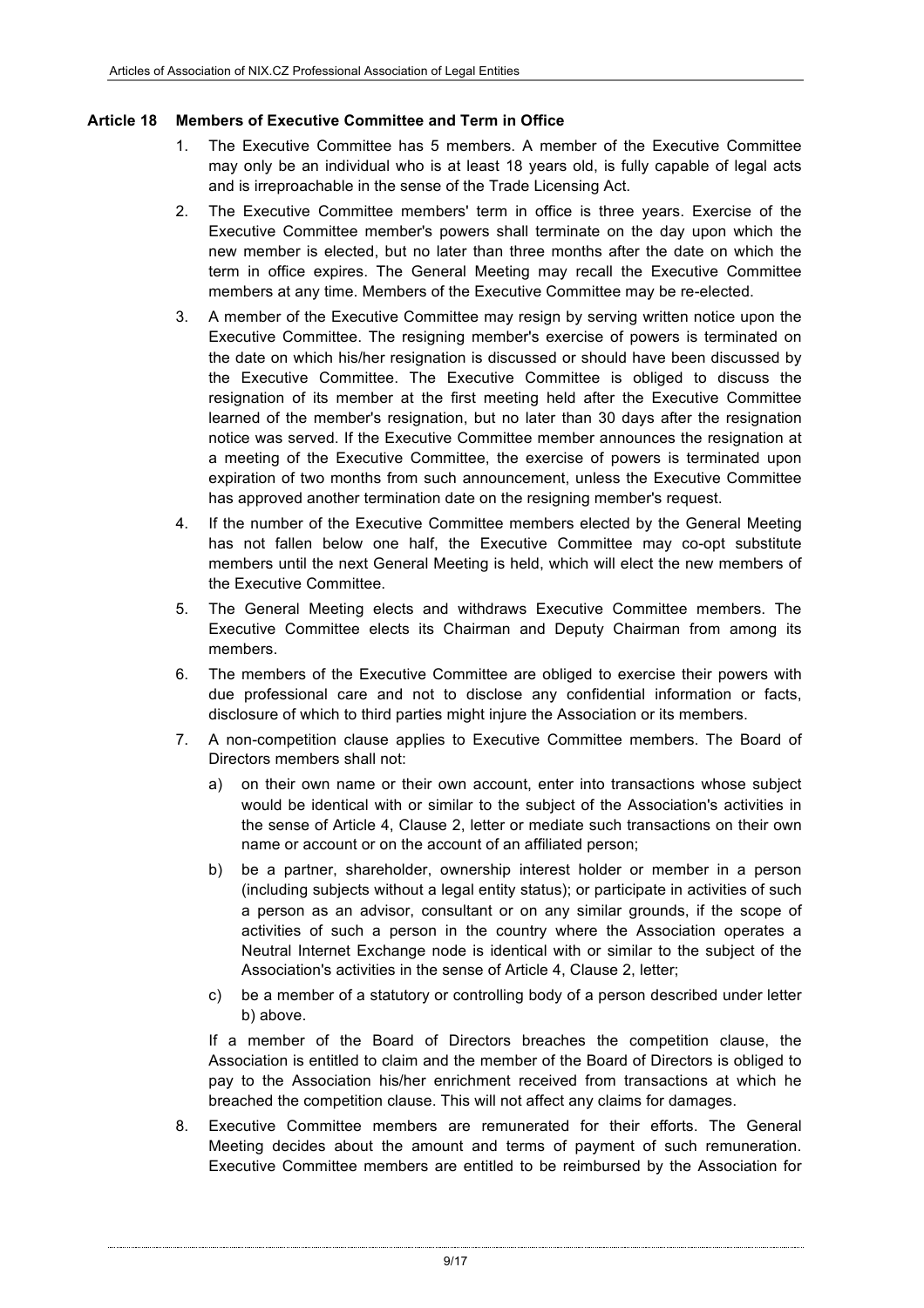### Article 18 Members of Executive Committee and Term in Office

1. The Executive Committee has 5 members. A member of the Executive Committee may only be an individual who is at least 18 years old, is fully capable of legal acts and is irreproachable in the sense of the Trade Licensing Act.
2. The Executive Committee members' term in office is three years. Exercise of the Executive Committee member's powers shall terminate on the day upon which the new member is elected, but no later than three months after the date on which the term in office expires. The General Meeting may recall the Executive Committee members at any time. Members of the Executive Committee may be re-elected.
3. A member of the Executive Committee may resign by serving written notice upon the Executive Committee. The resigning member's exercise of powers is terminated on the date on which his/her resignation is discussed or should have been discussed by the Executive Committee. The Executive Committee is obliged to discuss the resignation of its member at the first meeting held after the Executive Committee learned of the member's resignation, but no later than 30 days after the resignation notice was served. If the Executive Committee member announces the resignation at a meeting of the Executive Committee, the exercise of powers is terminated upon expiration of two months from such announcement, unless the Executive Committee has approved another termination date on the resigning member's request.
4. If the number of the Executive Committee members elected by the General Meeting has not fallen below one half, the Executive Committee may co-opt substitute members until the next General Meeting is held, which will elect the new members of the Executive Committee.
5. The General Meeting elects and withdraws Executive Committee members. The Executive Committee elects its Chairman and Deputy Chairman from among its members.
6. The members of the Executive Committee are obliged to exercise their powers with due professional care and not to disclose any confidential information or facts, disclosure of which to third parties might injure the Association or its members.
7. A non-competition clause applies to Executive Committee members. The Board of Directors members shall not:
   a) on their own name or their own account, enter into transactions whose subject would be identical with or similar to the subject of the Association's activities in the sense of Article 4, Clause 2, letter or mediate such transactions on their own name or account or on the account of an affiliated person;
   b) be a partner, shareholder, ownership interest holder or member in a person (including subjects without a legal entity status); or participate in activities of such a person as an advisor, consultant or on any similar grounds, if the scope of activities of such a person in the country where the Association operates a Neutral Internet Exchange node is identical with or similar to the subject of the Association's activities in the sense of Article 4, Clause 2, letter;
   c) be a member of a statutory or controlling body of a person described under letter b) above.

   If a member of the Board of Directors breaches the competition clause, the Association is entitled to claim and the member of the Board of Directors is obliged to pay to the Association his/her enrichment received from transactions at which he breached the competition clause. This will not affect any claims for damages.
8. Executive Committee members are remunerated for their efforts. The General Meeting decides about the amount and terms of payment of such remuneration. Executive Committee members are entitled to be reimbursed by the Association for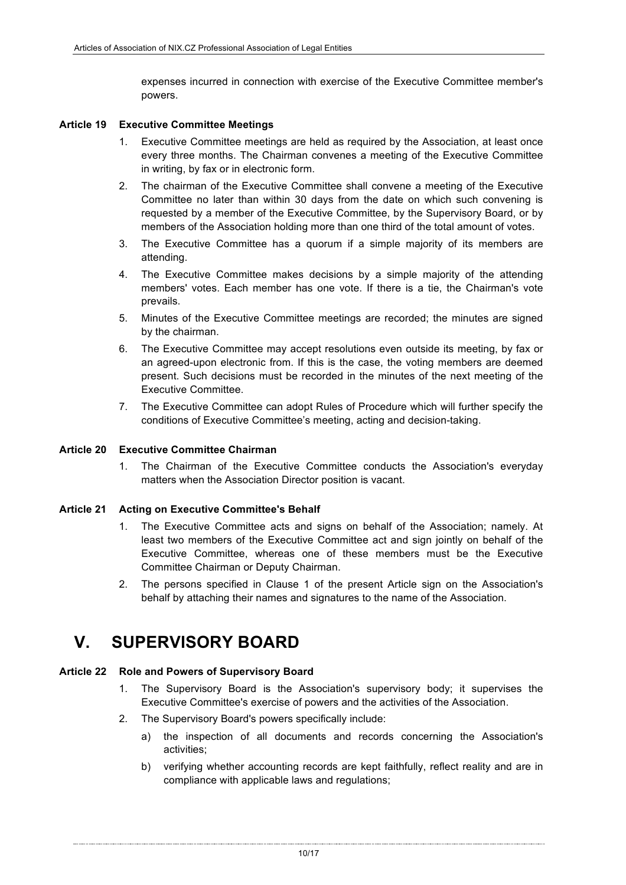expenses incurred in connection with exercise of the Executive Committee member's powers.

### Article 19 Executive Committee Meetings

1. Executive Committee meetings are held as required by the Association, at least once every three months. The Chairman convenes a meeting of the Executive Committee in writing, by fax or in electronic form.
2. The chairman of the Executive Committee shall convene a meeting of the Executive Committee no later than within 30 days from the date on which such convening is requested by a member of the Executive Committee, by the Supervisory Board, or by members of the Association holding more than one third of the total amount of votes.
3. The Executive Committee has a quorum if a simple majority of its members are attending.
4. The Executive Committee makes decisions by a simple majority of the attending members' votes. Each member has one vote. If there is a tie, the Chairman's vote prevails.
5. Minutes of the Executive Committee meetings are recorded; the minutes are signed by the chairman.
6. The Executive Committee may accept resolutions even outside its meeting, by fax or an agreed-upon electronic from. If this is the case, the voting members are deemed present. Such decisions must be recorded in the minutes of the next meeting of the Executive Committee.
7. The Executive Committee can adopt Rules of Procedure which will further specify the conditions of Executive Committee's meeting, acting and decision-taking.

### Article 20 Executive Committee Chairman

1. The Chairman of the Executive Committee conducts the Association's everyday matters when the Association Director position is vacant.

### Article 21 Acting on Executive Committee's Behalf

1. The Executive Committee acts and signs on behalf of the Association; namely. At least two members of the Executive Committee act and sign jointly on behalf of the Executive Committee, whereas one of these members must be the Executive Committee Chairman or Deputy Chairman.
2. The persons specified in Clause 1 of the present Article sign on the Association's behalf by attaching their names and signatures to the name of the Association.

# V. SUPERVISORY BOARD

### Article 22 Role and Powers of Supervisory Board

1. The Supervisory Board is the Association's supervisory body; it supervises the Executive Committee's exercise of powers and the activities of the Association.
2. The Supervisory Board's powers specifically include:
   a) the inspection of all documents and records concerning the Association's activities;
   b) verifying whether accounting records are kept faithfully, reflect reality and are in compliance with applicable laws and regulations;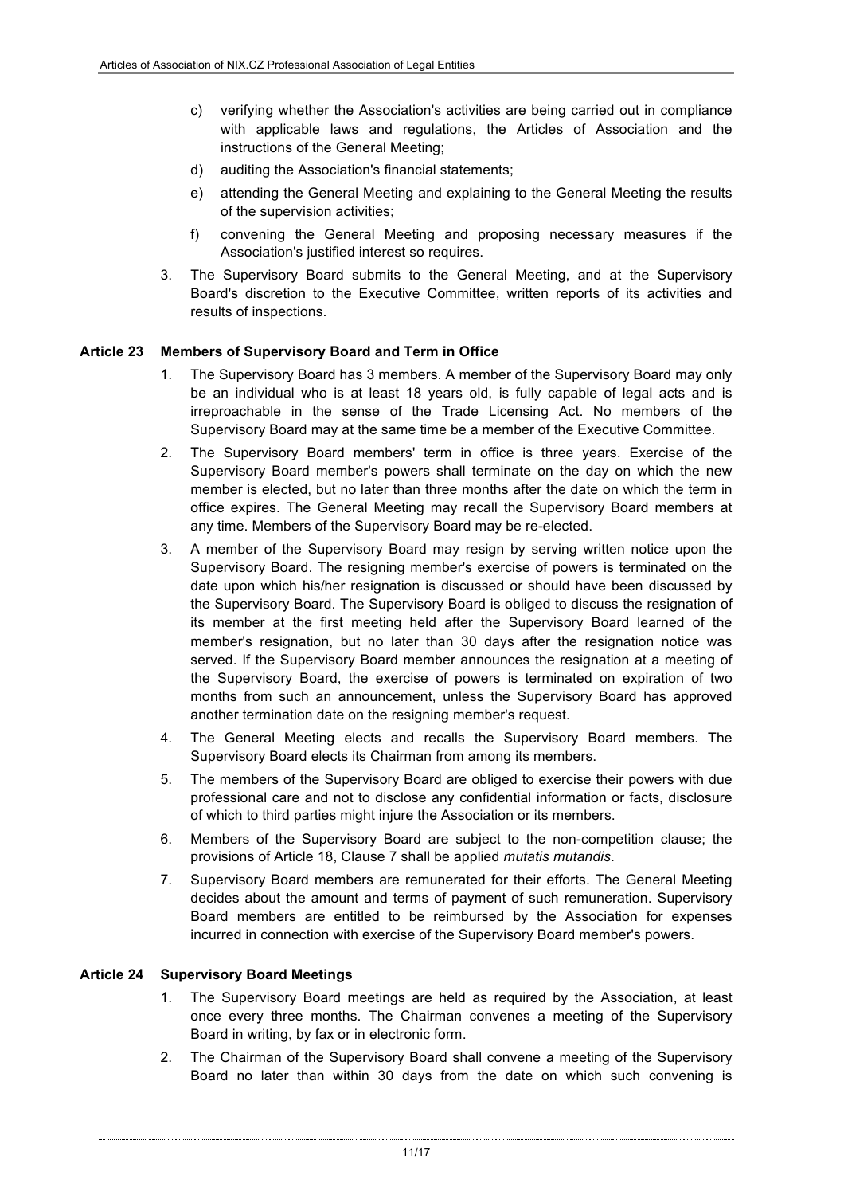c) verifying whether the Association's activities are being carried out in compliance with applicable laws and regulations, the Articles of Association and the instructions of the General Meeting;

d) auditing the Association's financial statements;

e) attending the General Meeting and explaining to the General Meeting the results of the supervision activities;

f) convening the General Meeting and proposing necessary measures if the Association's justified interest so requires.

3. The Supervisory Board submits to the General Meeting, and at the Supervisory Board's discretion to the Executive Committee, written reports of its activities and results of inspections.

### Article 23 Members of Supervisory Board and Term in Office

1. The Supervisory Board has 3 members. A member of the Supervisory Board may only be an individual who is at least 18 years old, is fully capable of legal acts and is irreproachable in the sense of the Trade Licensing Act. No members of the Supervisory Board may at the same time be a member of the Executive Committee.
2. The Supervisory Board members' term in office is three years. Exercise of the Supervisory Board member's powers shall terminate on the day on which the new member is elected, but no later than three months after the date on which the term in office expires. The General Meeting may recall the Supervisory Board members at any time. Members of the Supervisory Board may be re-elected.
3. A member of the Supervisory Board may resign by serving written notice upon the Supervisory Board. The resigning member's exercise of powers is terminated on the date upon which his/her resignation is discussed or should have been discussed by the Supervisory Board. The Supervisory Board is obliged to discuss the resignation of its member at the first meeting held after the Supervisory Board learned of the member's resignation, but no later than 30 days after the resignation notice was served. If the Supervisory Board member announces the resignation at a meeting of the Supervisory Board, the exercise of powers is terminated on expiration of two months from such an announcement, unless the Supervisory Board has approved another termination date on the resigning member's request.
4. The General Meeting elects and recalls the Supervisory Board members. The Supervisory Board elects its Chairman from among its members.
5. The members of the Supervisory Board are obliged to exercise their powers with due professional care and not to disclose any confidential information or facts, disclosure of which to third parties might injure the Association or its members.
6. Members of the Supervisory Board are subject to the non-competition clause; the provisions of Article 18, Clause 7 shall be applied *mutatis mutandis*.
7. Supervisory Board members are remunerated for their efforts. The General Meeting decides about the amount and terms of payment of such remuneration. Supervisory Board members are entitled to be reimbursed by the Association for expenses incurred in connection with exercise of the Supervisory Board member's powers.

### Article 24 Supervisory Board Meetings

1. The Supervisory Board meetings are held as required by the Association, at least once every three months. The Chairman convenes a meeting of the Supervisory Board in writing, by fax or in electronic form.
2. The Chairman of the Supervisory Board shall convene a meeting of the Supervisory Board no later than within 30 days from the date on which such convening is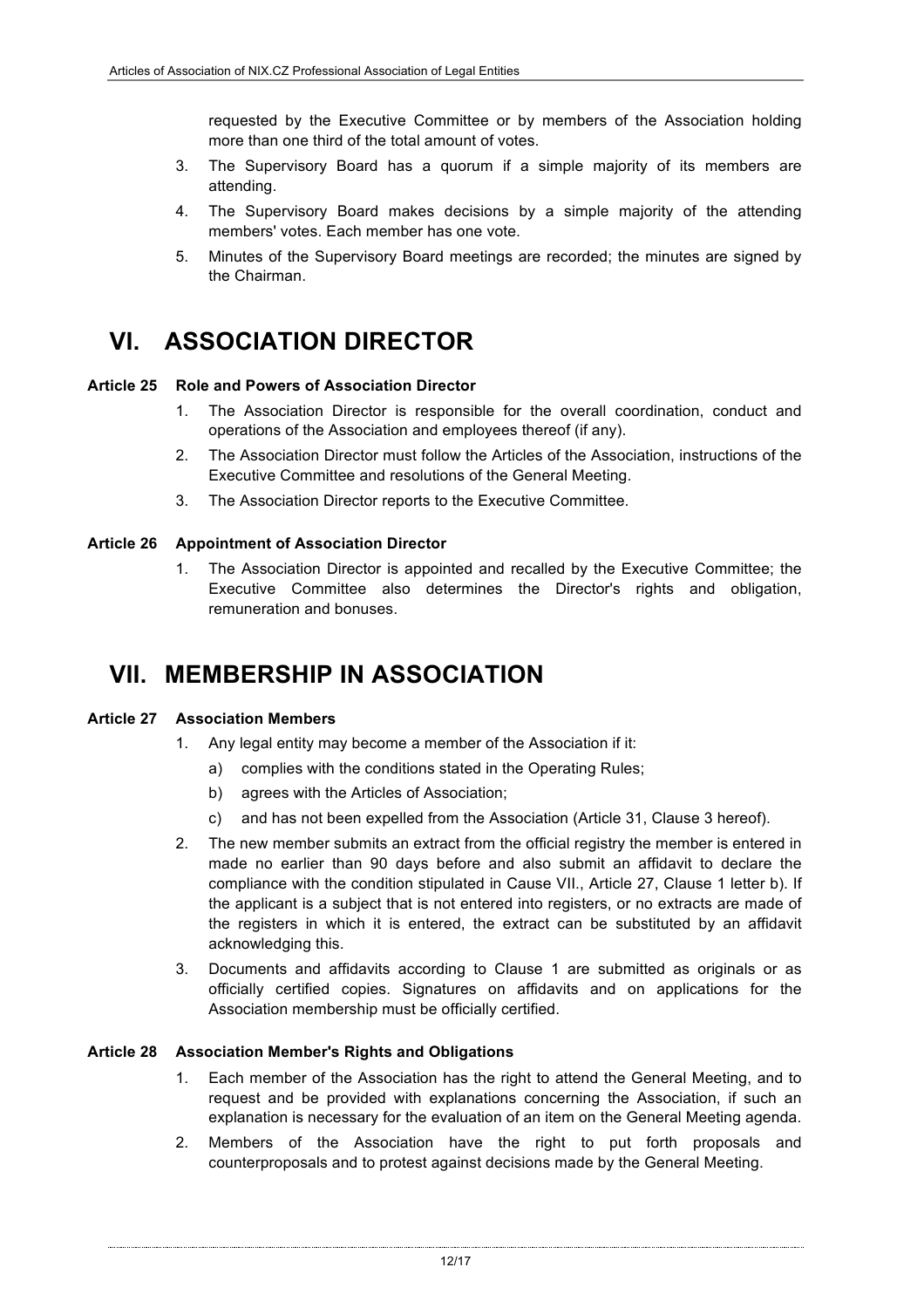requested by the Executive Committee or by members of the Association holding more than one third of the total amount of votes.

3. The Supervisory Board has a quorum if a simple majority of its members are attending.
4. The Supervisory Board makes decisions by a simple majority of the attending members' votes. Each member has one vote.
5. Minutes of the Supervisory Board meetings are recorded; the minutes are signed by the Chairman.

# VI. ASSOCIATION DIRECTOR

### Article 25 Role and Powers of Association Director

1. The Association Director is responsible for the overall coordination, conduct and operations of the Association and employees thereof (if any).
2. The Association Director must follow the Articles of the Association, instructions of the Executive Committee and resolutions of the General Meeting.
3. The Association Director reports to the Executive Committee.

### Article 26 Appointment of Association Director

1. The Association Director is appointed and recalled by the Executive Committee; the Executive Committee also determines the Director's rights and obligation, remuneration and bonuses.

# VII. MEMBERSHIP IN ASSOCIATION

### Article 27 Association Members

1. Any legal entity may become a member of the Association if it:
   a) complies with the conditions stated in the Operating Rules;
   b) agrees with the Articles of Association;
   c) and has not been expelled from the Association (Article 31, Clause 3 hereof).
2. The new member submits an extract from the official registry the member is entered in made no earlier than 90 days before and also submit an affidavit to declare the compliance with the condition stipulated in Cause VII., Article 27, Clause 1 letter b). If the applicant is a subject that is not entered into registers, or no extracts are made of the registers in which it is entered, the extract can be substituted by an affidavit acknowledging this.
3. Documents and affidavits according to Clause 1 are submitted as originals or as officially certified copies. Signatures on affidavits and on applications for the Association membership must be officially certified.

### Article 28 Association Member's Rights and Obligations

1. Each member of the Association has the right to attend the General Meeting, and to request and be provided with explanations concerning the Association, if such an explanation is necessary for the evaluation of an item on the General Meeting agenda.
2. Members of the Association have the right to put forth proposals and counterproposals and to protest against decisions made by the General Meeting.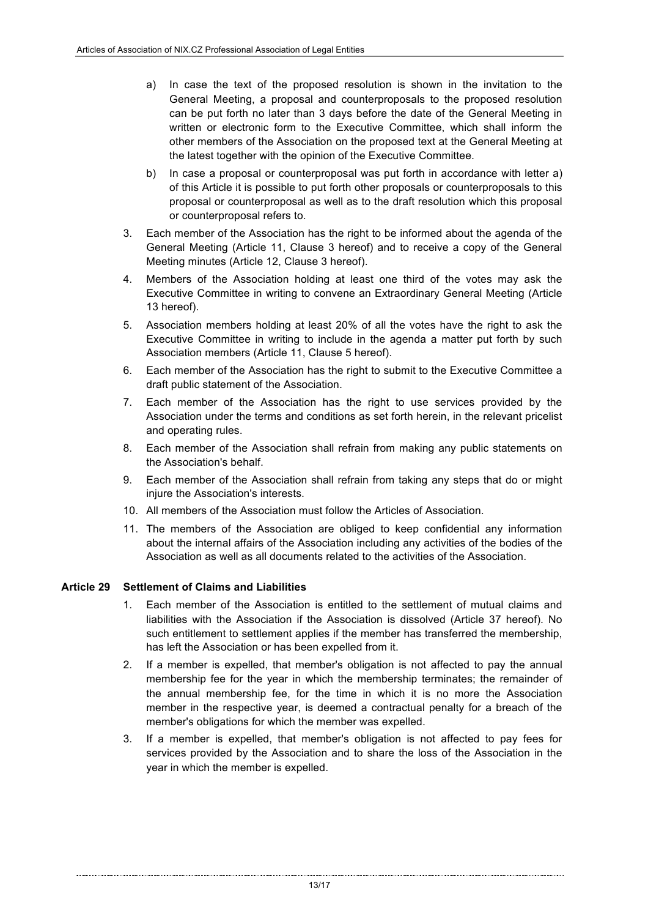a) In case the text of the proposed resolution is shown in the invitation to the General Meeting, a proposal and counterproposals to the proposed resolution can be put forth no later than 3 days before the date of the General Meeting in written or electronic form to the Executive Committee, which shall inform the other members of the Association on the proposed text at the General Meeting at the latest together with the opinion of the Executive Committee.

b) In case a proposal or counterproposal was put forth in accordance with letter a) of this Article it is possible to put forth other proposals or counterproposals to this proposal or counterproposal as well as to the draft resolution which this proposal or counterproposal refers to.

3. Each member of the Association has the right to be informed about the agenda of the General Meeting (Article 11, Clause 3 hereof) and to receive a copy of the General Meeting minutes (Article 12, Clause 3 hereof).
4. Members of the Association holding at least one third of the votes may ask the Executive Committee in writing to convene an Extraordinary General Meeting (Article 13 hereof).
5. Association members holding at least 20% of all the votes have the right to ask the Executive Committee in writing to include in the agenda a matter put forth by such Association members (Article 11, Clause 5 hereof).
6. Each member of the Association has the right to submit to the Executive Committee a draft public statement of the Association.
7. Each member of the Association has the right to use services provided by the Association under the terms and conditions as set forth herein, in the relevant pricelist and operating rules.
8. Each member of the Association shall refrain from making any public statements on the Association's behalf.
9. Each member of the Association shall refrain from taking any steps that do or might injure the Association's interests.
10. All members of the Association must follow the Articles of Association.
11. The members of the Association are obliged to keep confidential any information about the internal affairs of the Association including any activities of the bodies of the Association as well as all documents related to the activities of the Association.

### Article 29 Settlement of Claims and Liabilities

1. Each member of the Association is entitled to the settlement of mutual claims and liabilities with the Association if the Association is dissolved (Article 37 hereof). No such entitlement to settlement applies if the member has transferred the membership, has left the Association or has been expelled from it.
2. If a member is expelled, that member's obligation is not affected to pay the annual membership fee for the year in which the membership terminates; the remainder of the annual membership fee, for the time in which it is no more the Association member in the respective year, is deemed a contractual penalty for a breach of the member's obligations for which the member was expelled.
3. If a member is expelled, that member's obligation is not affected to pay fees for services provided by the Association and to share the loss of the Association in the year in which the member is expelled.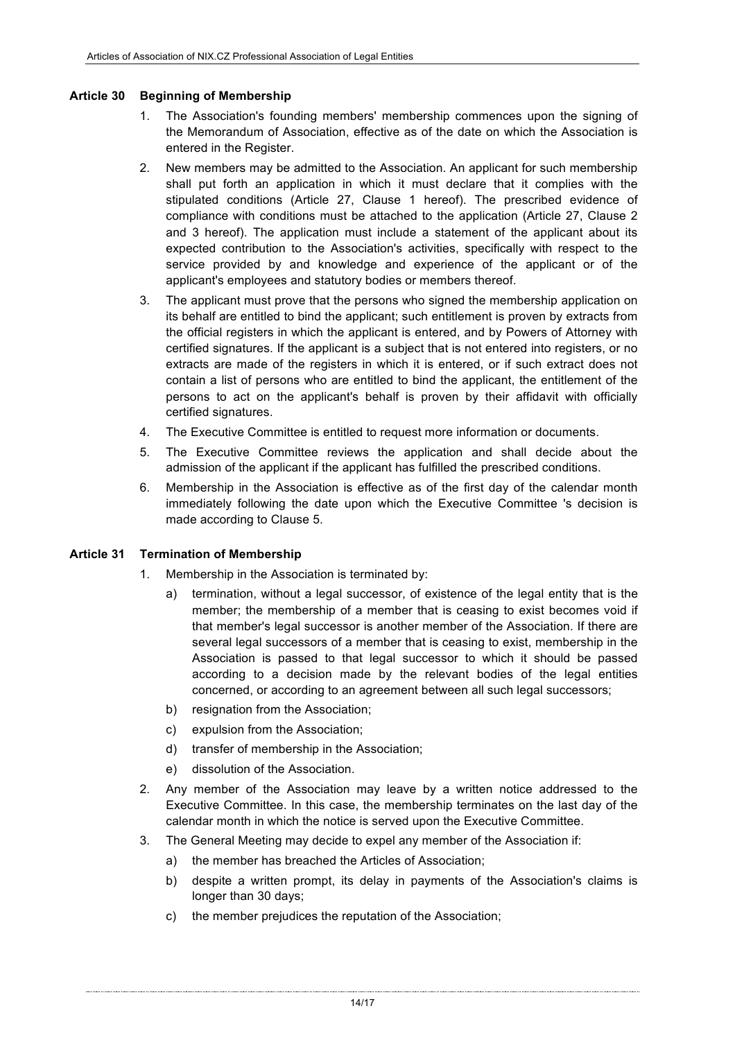**Article 30 Beginning of Membership**

1. The Association's founding members' membership commences upon the signing of the Memorandum of Association, effective as of the date on which the Association is entered in the Register.
2. New members may be admitted to the Association. An applicant for such membership shall put forth an application in which it must declare that it complies with the stipulated conditions (Article 27, Clause 1 hereof). The prescribed evidence of compliance with conditions must be attached to the application (Article 27, Clause 2 and 3 hereof). The application must include a statement of the applicant about its expected contribution to the Association's activities, specifically with respect to the service provided by and knowledge and experience of the applicant or of the applicant's employees and statutory bodies or members thereof.
3. The applicant must prove that the persons who signed the membership application on its behalf are entitled to bind the applicant; such entitlement is proven by extracts from the official registers in which the applicant is entered, and by Powers of Attorney with certified signatures. If the applicant is a subject that is not entered into registers, or no extracts are made of the registers in which it is entered, or if such extract does not contain a list of persons who are entitled to bind the applicant, the entitlement of the persons to act on the applicant's behalf is proven by their affidavit with officially certified signatures.
4. The Executive Committee is entitled to request more information or documents.
5. The Executive Committee reviews the application and shall decide about the admission of the applicant if the applicant has fulfilled the prescribed conditions.
6. Membership in the Association is effective as of the first day of the calendar month immediately following the date upon which the Executive Committee 's decision is made according to Clause 5.

**Article 31 Termination of Membership**

1. Membership in the Association is terminated by:
   a) termination, without a legal successor, of existence of the legal entity that is the member; the membership of a member that is ceasing to exist becomes void if that member's legal successor is another member of the Association. If there are several legal successors of a member that is ceasing to exist, membership in the Association is passed to that legal successor to which it should be passed according to a decision made by the relevant bodies of the legal entities concerned, or according to an agreement between all such legal successors;
   b) resignation from the Association;
   c) expulsion from the Association;
   d) transfer of membership in the Association;
   e) dissolution of the Association.
2. Any member of the Association may leave by a written notice addressed to the Executive Committee. In this case, the membership terminates on the last day of the calendar month in which the notice is served upon the Executive Committee.
3. The General Meeting may decide to expel any member of the Association if:
   a) the member has breached the Articles of Association;
   b) despite a written prompt, its delay in payments of the Association's claims is longer than 30 days;
   c) the member prejudices the reputation of the Association;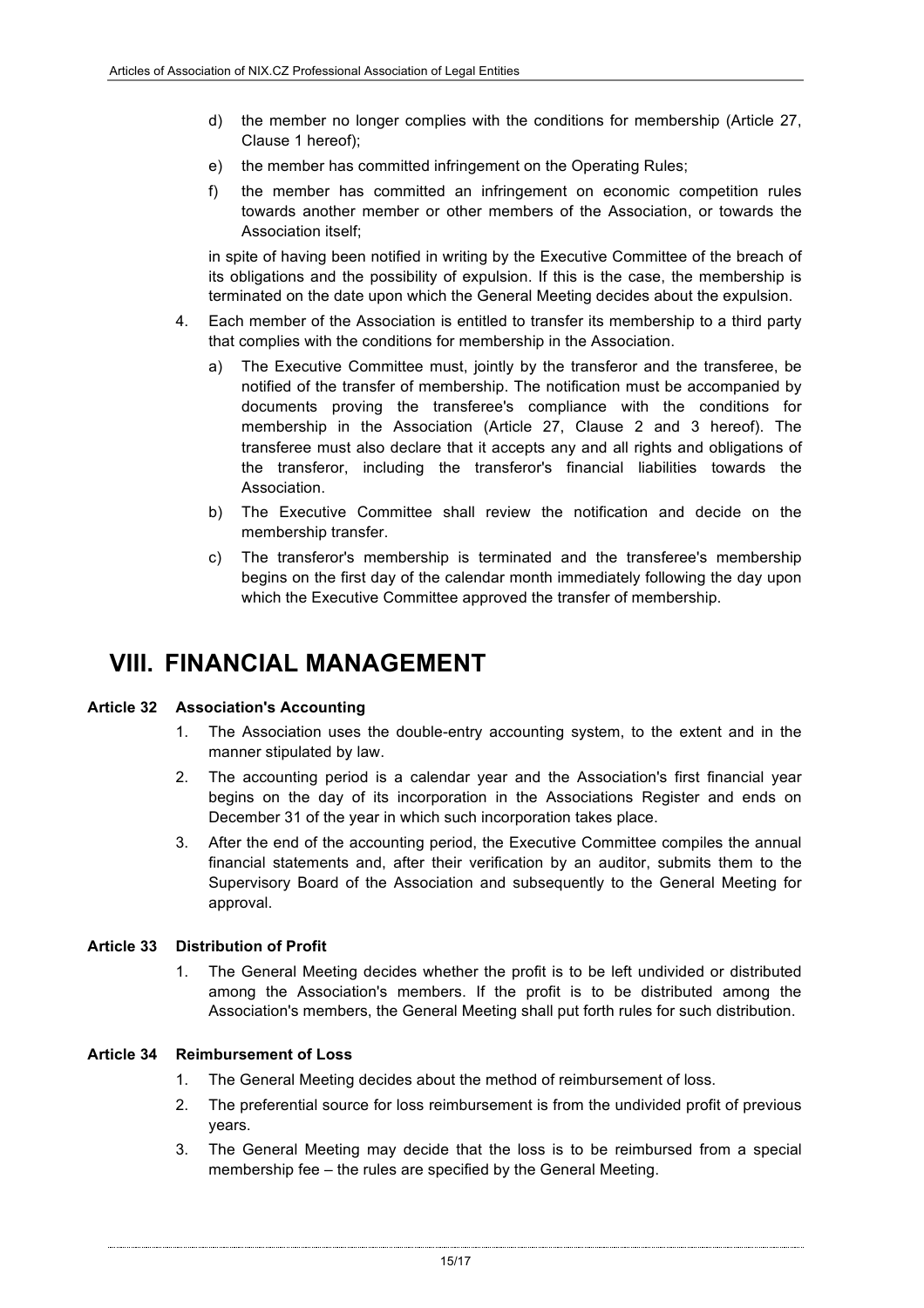d) the member no longer complies with the conditions for membership (Article 27, Clause 1 hereof);

e) the member has committed infringement on the Operating Rules;

f) the member has committed an infringement on economic competition rules towards another member or other members of the Association, or towards the Association itself;

in spite of having been notified in writing by the Executive Committee of the breach of its obligations and the possibility of expulsion. If this is the case, the membership is terminated on the date upon which the General Meeting decides about the expulsion.

4. Each member of the Association is entitled to transfer its membership to a third party that complies with the conditions for membership in the Association.

   a) The Executive Committee must, jointly by the transferor and the transferee, be notified of the transfer of membership. The notification must be accompanied by documents proving the transferee's compliance with the conditions for membership in the Association (Article 27, Clause 2 and 3 hereof). The transferee must also declare that it accepts any and all rights and obligations of the transferor, including the transferor's financial liabilities towards the Association.

   b) The Executive Committee shall review the notification and decide on the membership transfer.

   c) The transferor's membership is terminated and the transferee's membership begins on the first day of the calendar month immediately following the day upon which the Executive Committee approved the transfer of membership.

# VIII. FINANCIAL MANAGEMENT

**Article 32 Association's Accounting**

1. The Association uses the double-entry accounting system, to the extent and in the manner stipulated by law.
2. The accounting period is a calendar year and the Association's first financial year begins on the day of its incorporation in the Associations Register and ends on December 31 of the year in which such incorporation takes place.
3. After the end of the accounting period, the Executive Committee compiles the annual financial statements and, after their verification by an auditor, submits them to the Supervisory Board of the Association and subsequently to the General Meeting for approval.

**Article 33 Distribution of Profit**

1. The General Meeting decides whether the profit is to be left undivided or distributed among the Association's members. If the profit is to be distributed among the Association's members, the General Meeting shall put forth rules for such distribution.

**Article 34 Reimbursement of Loss**

1. The General Meeting decides about the method of reimbursement of loss.
2. The preferential source for loss reimbursement is from the undivided profit of previous years.
3. The General Meeting may decide that the loss is to be reimbursed from a special membership fee – the rules are specified by the General Meeting.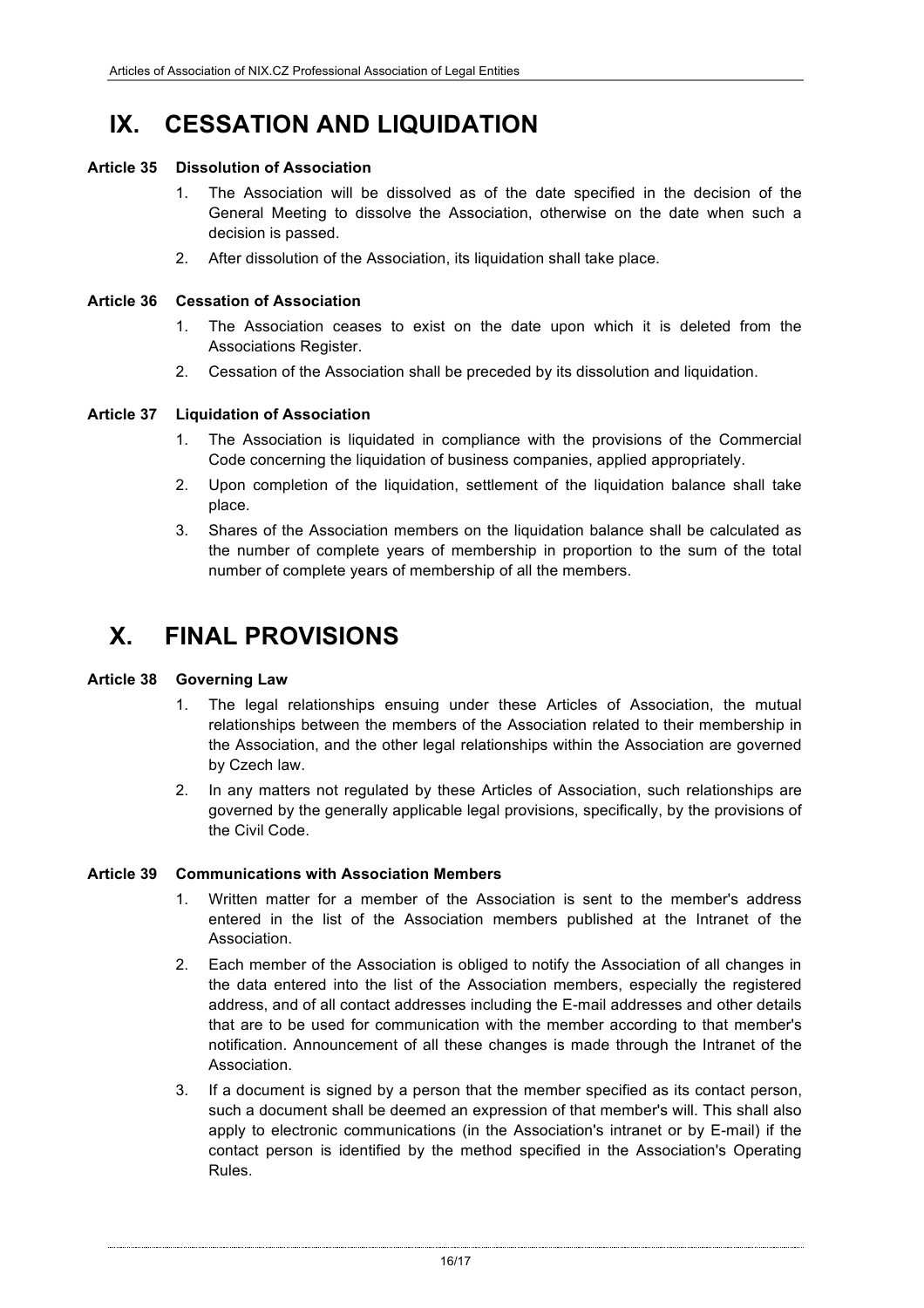# IX. CESSATION AND LIQUIDATION

### Article 35 Dissolution of Association

1. The Association will be dissolved as of the date specified in the decision of the General Meeting to dissolve the Association, otherwise on the date when such a decision is passed.
2. After dissolution of the Association, its liquidation shall take place.

### Article 36 Cessation of Association

1. The Association ceases to exist on the date upon which it is deleted from the Associations Register.
2. Cessation of the Association shall be preceded by its dissolution and liquidation.

### Article 37 Liquidation of Association

1. The Association is liquidated in compliance with the provisions of the Commercial Code concerning the liquidation of business companies, applied appropriately.
2. Upon completion of the liquidation, settlement of the liquidation balance shall take place.
3. Shares of the Association members on the liquidation balance shall be calculated as the number of complete years of membership in proportion to the sum of the total number of complete years of membership of all the members.

# X. FINAL PROVISIONS

### Article 38 Governing Law

1. The legal relationships ensuing under these Articles of Association, the mutual relationships between the members of the Association related to their membership in the Association, and the other legal relationships within the Association are governed by Czech law.
2. In any matters not regulated by these Articles of Association, such relationships are governed by the generally applicable legal provisions, specifically, by the provisions of the Civil Code.

### Article 39 Communications with Association Members

1. Written matter for a member of the Association is sent to the member's address entered in the list of the Association members published at the Intranet of the Association.
2. Each member of the Association is obliged to notify the Association of all changes in the data entered into the list of the Association members, especially the registered address, and of all contact addresses including the E-mail addresses and other details that are to be used for communication with the member according to that member's notification. Announcement of all these changes is made through the Intranet of the Association.
3. If a document is signed by a person that the member specified as its contact person, such a document shall be deemed an expression of that member's will. This shall also apply to electronic communications (in the Association's intranet or by E-mail) if the contact person is identified by the method specified in the Association's Operating Rules.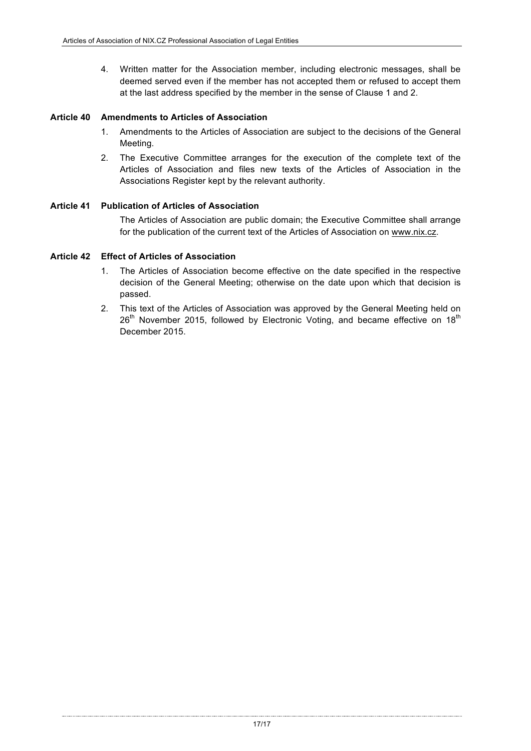4. Written matter for the Association member, including electronic messages, shall be deemed served even if the member has not accepted them or refused to accept them at the last address specified by the member in the sense of Clause 1 and 2.

### Article 40 Amendments to Articles of Association

1. Amendments to the Articles of Association are subject to the decisions of the General Meeting.
2. The Executive Committee arranges for the execution of the complete text of the Articles of Association and files new texts of the Articles of Association in the Associations Register kept by the relevant authority.

### Article 41 Publication of Articles of Association

The Articles of Association are public domain; the Executive Committee shall arrange for the publication of the current text of the Articles of Association on www.nix.cz.

### Article 42 Effect of Articles of Association

1. The Articles of Association become effective on the date specified in the respective decision of the General Meeting; otherwise on the date upon which that decision is passed.
2. This text of the Articles of Association was approved by the General Meeting held on 26th November 2015, followed by Electronic Voting, and became effective on 18th December 2015.